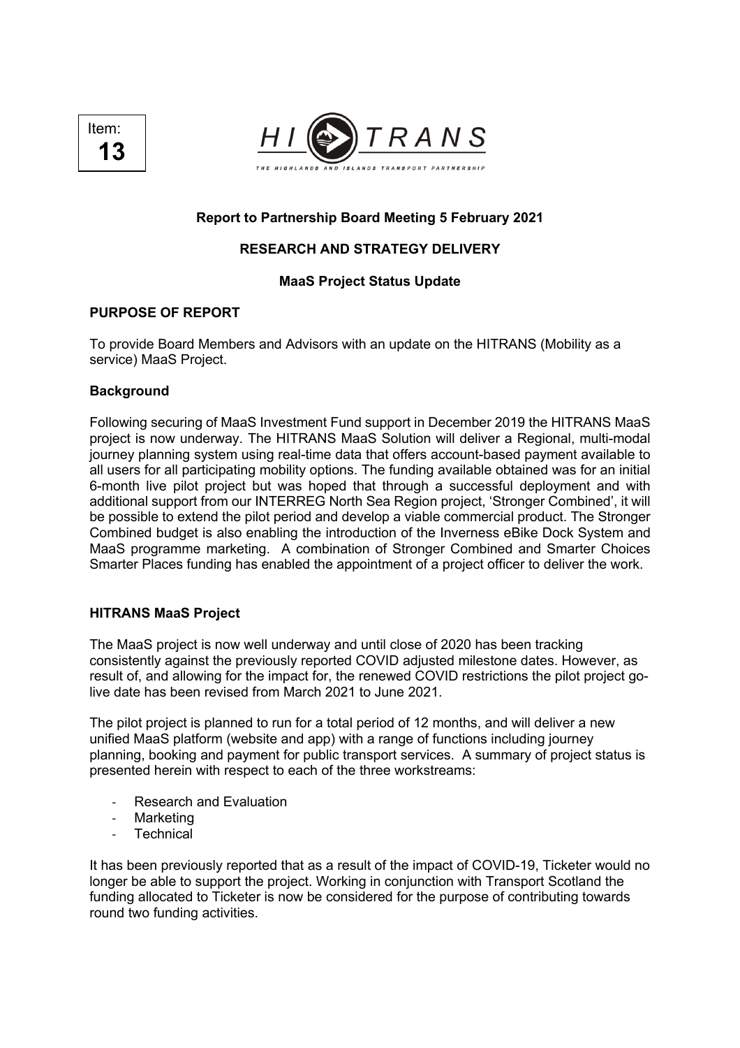Item: **13**

HITRANS — THE HIGHLANDS AND ISLANDS TRANSPORT PARTNERSHIP

**Report to Partnership Board Meeting 5 February 2021**

**RESEARCH AND STRATEGY DELIVERY**

**MaaS Project Status Update**

## PURPOSE OF REPORT

To provide Board Members and Advisors with an update on the HITRANS (Mobility as a service) MaaS Project.

### Background

Following securing of MaaS Investment Fund support in December 2019 the HITRANS MaaS project is now underway. The HITRANS MaaS Solution will deliver a Regional, multi-modal journey planning system using real-time data that offers account-based payment available to all users for all participating mobility options. The funding available obtained was for an initial 6-month live pilot project but was hoped that through a successful deployment and with additional support from our INTERREG North Sea Region project, 'Stronger Combined', it will be possible to extend the pilot period and develop a viable commercial product. The Stronger Combined budget is also enabling the introduction of the Inverness eBike Dock System and MaaS programme marketing. A combination of Stronger Combined and Smarter Choices Smarter Places funding has enabled the appointment of a project officer to deliver the work.

### HITRANS MaaS Project

The MaaS project is now well underway and until close of 2020 has been tracking consistently against the previously reported COVID adjusted milestone dates. However, as result of, and allowing for the impact for, the renewed COVID restrictions the pilot project go-live date has been revised from March 2021 to June 2021.

The pilot project is planned to run for a total period of 12 months, and will deliver a new unified MaaS platform (website and app) with a range of functions including journey planning, booking and payment for public transport services. A summary of project status is presented herein with respect to each of the three workstreams:

- Research and Evaluation
- Marketing
- Technical

It has been previously reported that as a result of the impact of COVID-19, Ticketer would no longer be able to support the project. Working in conjunction with Transport Scotland the funding allocated to Ticketer is now be considered for the purpose of contributing towards round two funding activities.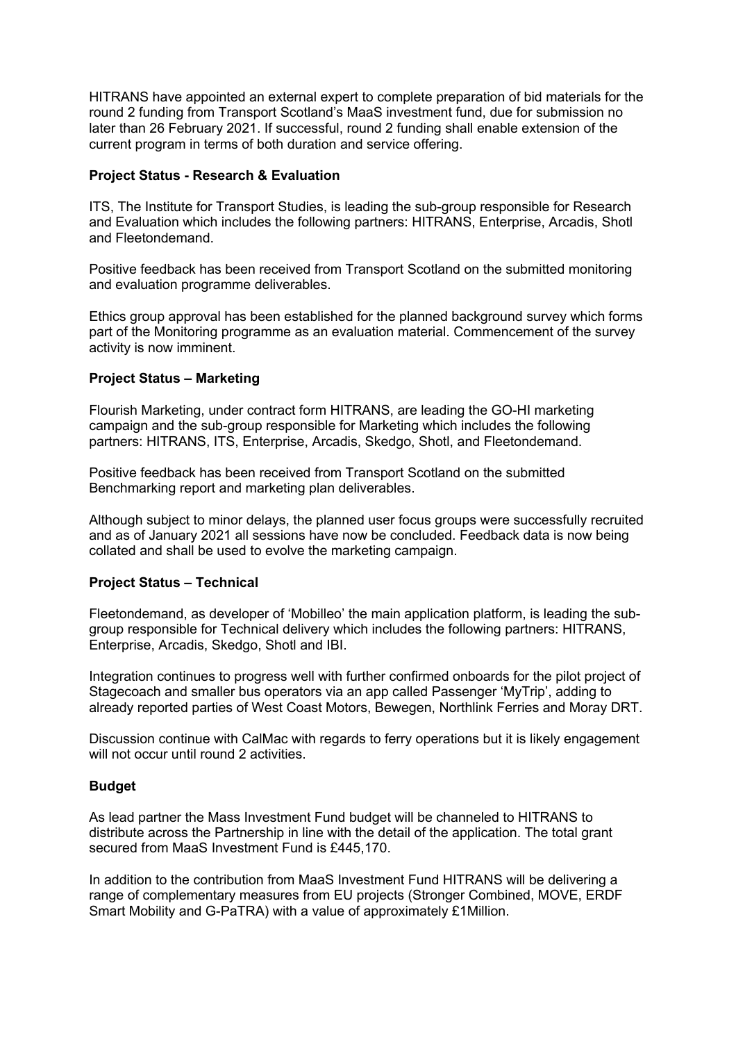HITRANS have appointed an external expert to complete preparation of bid materials for the round 2 funding from Transport Scotland's MaaS investment fund, due for submission no later than 26 February 2021. If successful, round 2 funding shall enable extension of the current program in terms of both duration and service offering.

**Project Status - Research & Evaluation**

ITS, The Institute for Transport Studies, is leading the sub-group responsible for Research and Evaluation which includes the following partners: HITRANS, Enterprise, Arcadis, Shotl and Fleetondemand.

Positive feedback has been received from Transport Scotland on the submitted monitoring and evaluation programme deliverables.

Ethics group approval has been established for the planned background survey which forms part of the Monitoring programme as an evaluation material. Commencement of the survey activity is now imminent.

**Project Status – Marketing**

Flourish Marketing, under contract form HITRANS, are leading the GO-HI marketing campaign and the sub-group responsible for Marketing which includes the following partners: HITRANS, ITS, Enterprise, Arcadis, Skedgo, Shotl, and Fleetondemand.

Positive feedback has been received from Transport Scotland on the submitted Benchmarking report and marketing plan deliverables.

Although subject to minor delays, the planned user focus groups were successfully recruited and as of January 2021 all sessions have now be concluded. Feedback data is now being collated and shall be used to evolve the marketing campaign.

**Project Status – Technical**

Fleetondemand, as developer of 'Mobilleo' the main application platform, is leading the sub-group responsible for Technical delivery which includes the following partners: HITRANS, Enterprise, Arcadis, Skedgo, Shotl and IBI.

Integration continues to progress well with further confirmed onboards for the pilot project of Stagecoach and smaller bus operators via an app called Passenger 'MyTrip', adding to already reported parties of West Coast Motors, Bewegen, Northlink Ferries and Moray DRT.

Discussion continue with CalMac with regards to ferry operations but it is likely engagement will not occur until round 2 activities.

**Budget**

As lead partner the Mass Investment Fund budget will be channeled to HITRANS to distribute across the Partnership in line with the detail of the application. The total grant secured from MaaS Investment Fund is £445,170.

In addition to the contribution from MaaS Investment Fund HITRANS will be delivering a range of complementary measures from EU projects (Stronger Combined, MOVE, ERDF Smart Mobility and G-PaTRA) with a value of approximately £1Million.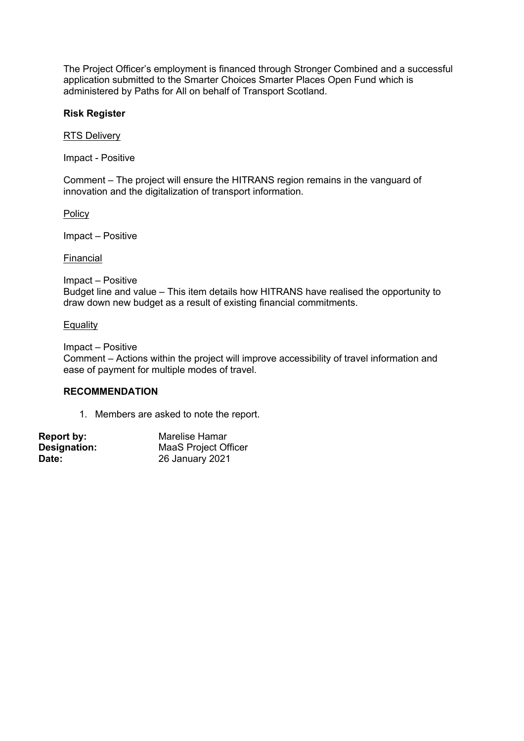The Project Officer's employment is financed through Stronger Combined and a successful application submitted to the Smarter Choices Smarter Places Open Fund which is administered by Paths for All on behalf of Transport Scotland.

**Risk Register**

RTS Delivery

Impact - Positive

Comment – The project will ensure the HITRANS region remains in the vanguard of innovation and the digitalization of transport information.

Policy

Impact – Positive

Financial

Impact – Positive
Budget line and value – This item details how HITRANS have realised the opportunity to draw down new budget as a result of existing financial commitments.

Equality

Impact – Positive
Comment – Actions within the project will improve accessibility of travel information and ease of payment for multiple modes of travel.

**RECOMMENDATION**

1. Members are asked to note the report.

**Report by:** Marelise Hamar
**Designation:** MaaS Project Officer
**Date:** 26 January 2021